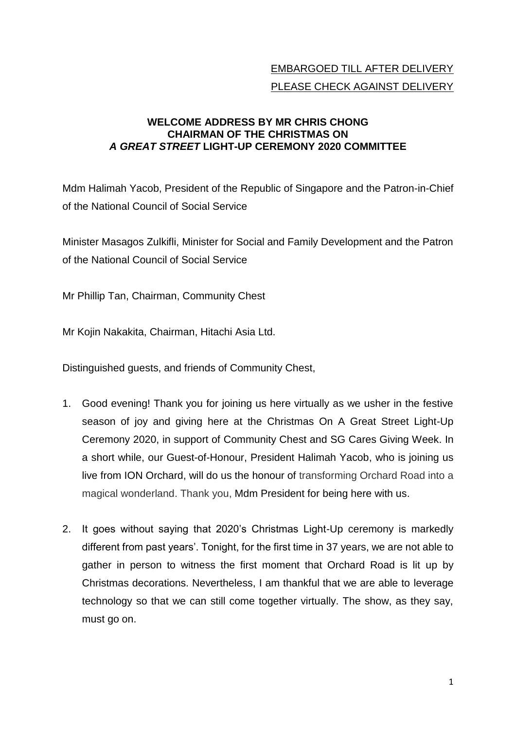EMBARGOED TILL AFTER DELIVERY
PLEASE CHECK AGAINST DELIVERY

**WELCOME ADDRESS BY MR CHRIS CHONG**
**CHAIRMAN OF THE CHRISTMAS ON**
***A GREAT STREET* LIGHT-UP CEREMONY 2020 COMMITTEE**

Mdm Halimah Yacob, President of the Republic of Singapore and the Patron-in-Chief of the National Council of Social Service

Minister Masagos Zulkifli, Minister for Social and Family Development and the Patron of the National Council of Social Service

Mr Phillip Tan, Chairman, Community Chest

Mr Kojin Nakakita, Chairman, Hitachi Asia Ltd.

Distinguished guests, and friends of Community Chest,

1. Good evening! Thank you for joining us here virtually as we usher in the festive season of joy and giving here at the Christmas On A Great Street Light-Up Ceremony 2020, in support of Community Chest and SG Cares Giving Week. In a short while, our Guest-of-Honour, President Halimah Yacob, who is joining us live from ION Orchard, will do us the honour of transforming Orchard Road into a magical wonderland. Thank you, Mdm President for being here with us.

2. It goes without saying that 2020's Christmas Light-Up ceremony is markedly different from past years'. Tonight, for the first time in 37 years, we are not able to gather in person to witness the first moment that Orchard Road is lit up by Christmas decorations. Nevertheless, I am thankful that we are able to leverage technology so that we can still come together virtually. The show, as they say, must go on.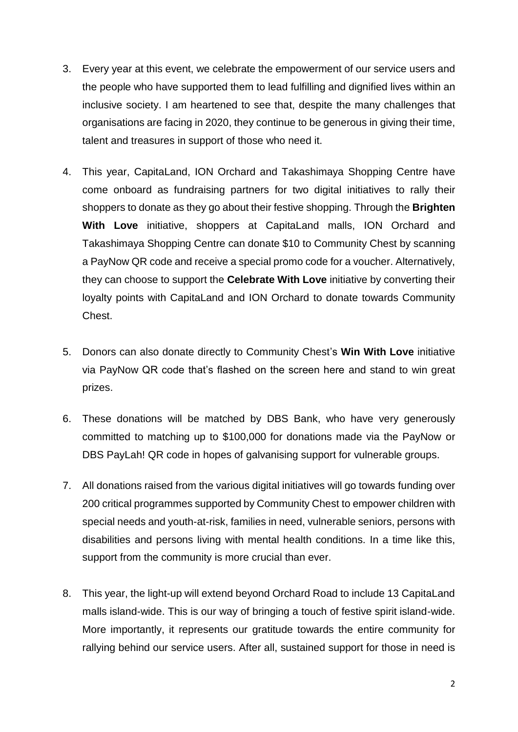3. Every year at this event, we celebrate the empowerment of our service users and the people who have supported them to lead fulfilling and dignified lives within an inclusive society. I am heartened to see that, despite the many challenges that organisations are facing in 2020, they continue to be generous in giving their time, talent and treasures in support of those who need it.

4. This year, CapitaLand, ION Orchard and Takashimaya Shopping Centre have come onboard as fundraising partners for two digital initiatives to rally their shoppers to donate as they go about their festive shopping. Through the **Brighten With Love** initiative, shoppers at CapitaLand malls, ION Orchard and Takashimaya Shopping Centre can donate $10 to Community Chest by scanning a PayNow QR code and receive a special promo code for a voucher. Alternatively, they can choose to support the **Celebrate With Love** initiative by converting their loyalty points with CapitaLand and ION Orchard to donate towards Community Chest.

5. Donors can also donate directly to Community Chest's **Win With Love** initiative via PayNow QR code that's flashed on the screen here and stand to win great prizes.

6. These donations will be matched by DBS Bank, who have very generously committed to matching up to $100,000 for donations made via the PayNow or DBS PayLah! QR code in hopes of galvanising support for vulnerable groups.

7. All donations raised from the various digital initiatives will go towards funding over 200 critical programmes supported by Community Chest to empower children with special needs and youth-at-risk, families in need, vulnerable seniors, persons with disabilities and persons living with mental health conditions. In a time like this, support from the community is more crucial than ever.

8. This year, the light-up will extend beyond Orchard Road to include 13 CapitaLand malls island-wide. This is our way of bringing a touch of festive spirit island-wide. More importantly, it represents our gratitude towards the entire community for rallying behind our service users. After all, sustained support for those in need is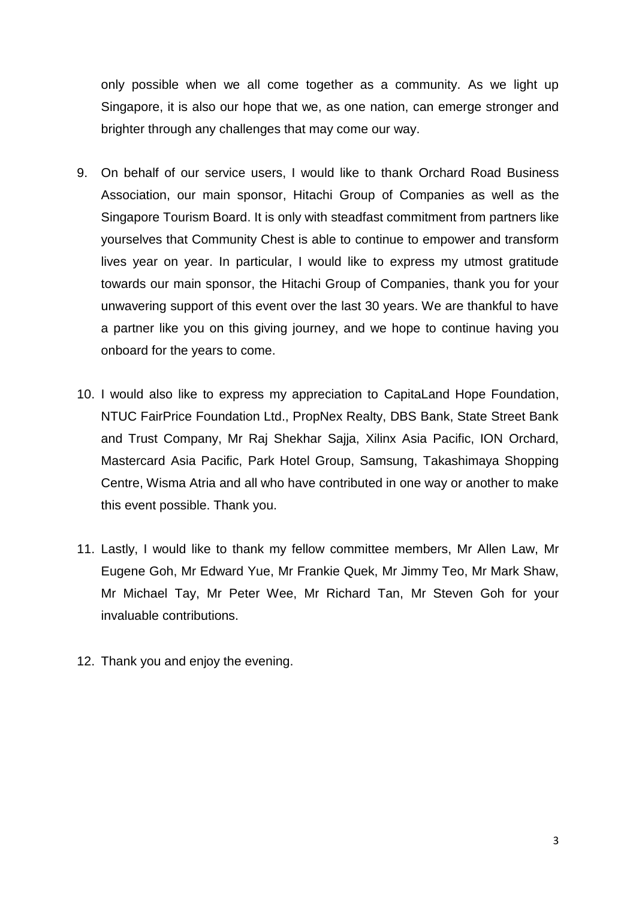only possible when we all come together as a community. As we light up Singapore, it is also our hope that we, as one nation, can emerge stronger and brighter through any challenges that may come our way.

9. On behalf of our service users, I would like to thank Orchard Road Business Association, our main sponsor, Hitachi Group of Companies as well as the Singapore Tourism Board. It is only with steadfast commitment from partners like yourselves that Community Chest is able to continue to empower and transform lives year on year. In particular, I would like to express my utmost gratitude towards our main sponsor, the Hitachi Group of Companies, thank you for your unwavering support of this event over the last 30 years. We are thankful to have a partner like you on this giving journey, and we hope to continue having you onboard for the years to come.

10. I would also like to express my appreciation to CapitaLand Hope Foundation, NTUC FairPrice Foundation Ltd., PropNex Realty, DBS Bank, State Street Bank and Trust Company, Mr Raj Shekhar Sajja, Xilinx Asia Pacific, ION Orchard, Mastercard Asia Pacific, Park Hotel Group, Samsung, Takashimaya Shopping Centre, Wisma Atria and all who have contributed in one way or another to make this event possible. Thank you.

11. Lastly, I would like to thank my fellow committee members, Mr Allen Law, Mr Eugene Goh, Mr Edward Yue, Mr Frankie Quek, Mr Jimmy Teo, Mr Mark Shaw, Mr Michael Tay, Mr Peter Wee, Mr Richard Tan, Mr Steven Goh for your invaluable contributions.

12. Thank you and enjoy the evening.